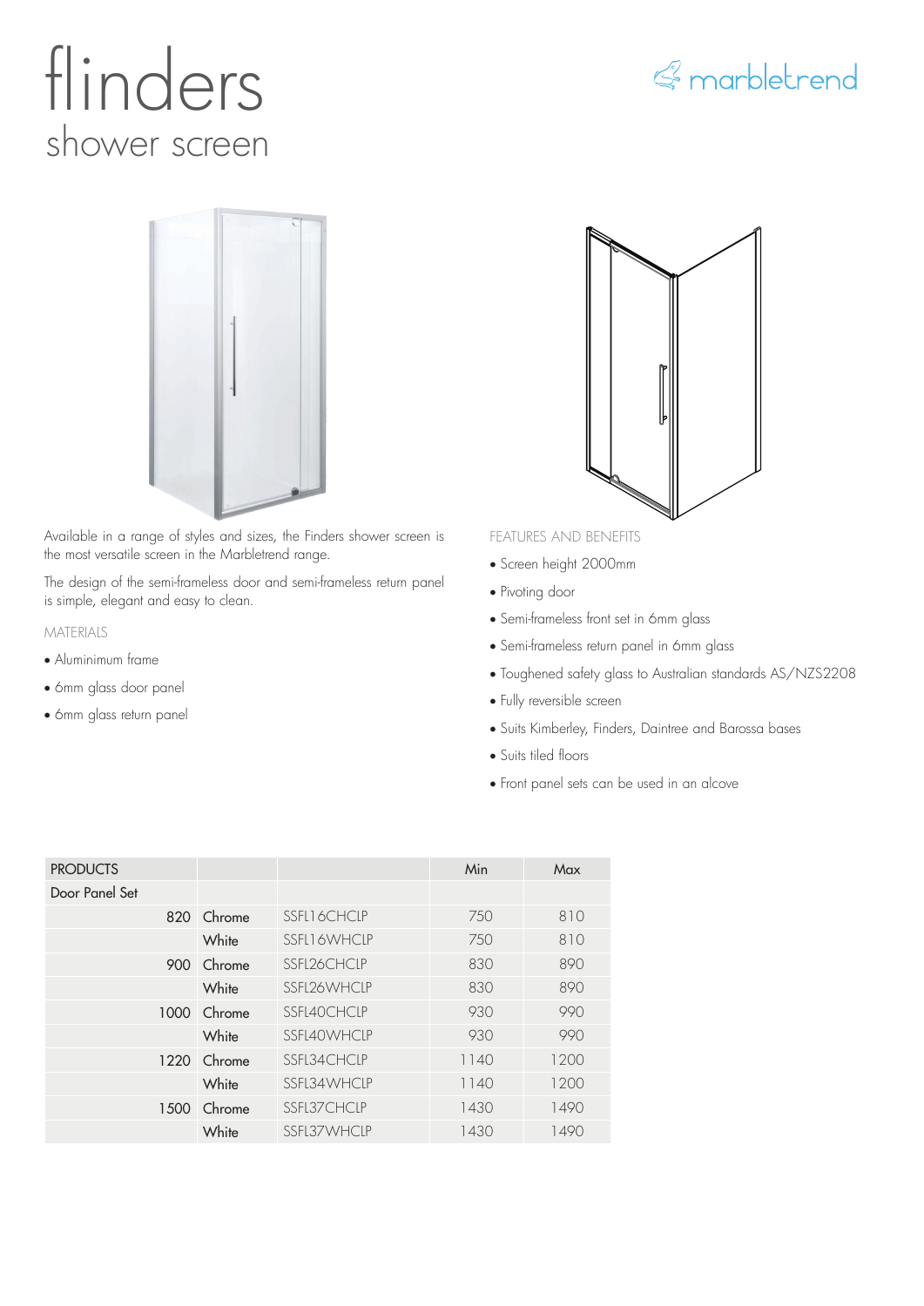# flinders

## shower screen

marbletrend

Available in a range of styles and sizes, the Finders shower screen is the most versatile screen in the Marbletrend range.

The design of the semi-frameless door and semi-frameless return panel is simple, elegant and easy to clean.

### MATERIALS

- Aluminimum frame
- 6mm glass door panel
- 6mm glass return panel

### FEATURES AND BENEFITS

- Screen height 2000mm
- Pivoting door
- Semi-frameless front set in 6mm glass
- Semi-frameless return panel in 6mm glass
- Toughened safety glass to Australian standards AS/NZS2208
- Fully reversible screen
- Suits Kimberley, Finders, Daintree and Barossa bases
- Suits tiled floors
- Front panel sets can be used in an alcove

| PRODUCTS | | | Min | Max |
|---|---|---|---|---|
| Door Panel Set | | | | |
| 820 | Chrome | SSFL16CHCLP | 750 | 810 |
| | White | SSFL16WHCLP | 750 | 810 |
| 900 | Chrome | SSFL26CHCLP | 830 | 890 |
| | White | SSFL26WHCLP | 830 | 890 |
| 1000 | Chrome | SSFL40CHCLP | 930 | 990 |
| | White | SSFL40WHCLP | 930 | 990 |
| 1220 | Chrome | SSFL34CHCLP | 1140 | 1200 |
| | White | SSFL34WHCLP | 1140 | 1200 |
| 1500 | Chrome | SSFL37CHCLP | 1430 | 1490 |
| | White | SSFL37WHCLP | 1430 | 1490 |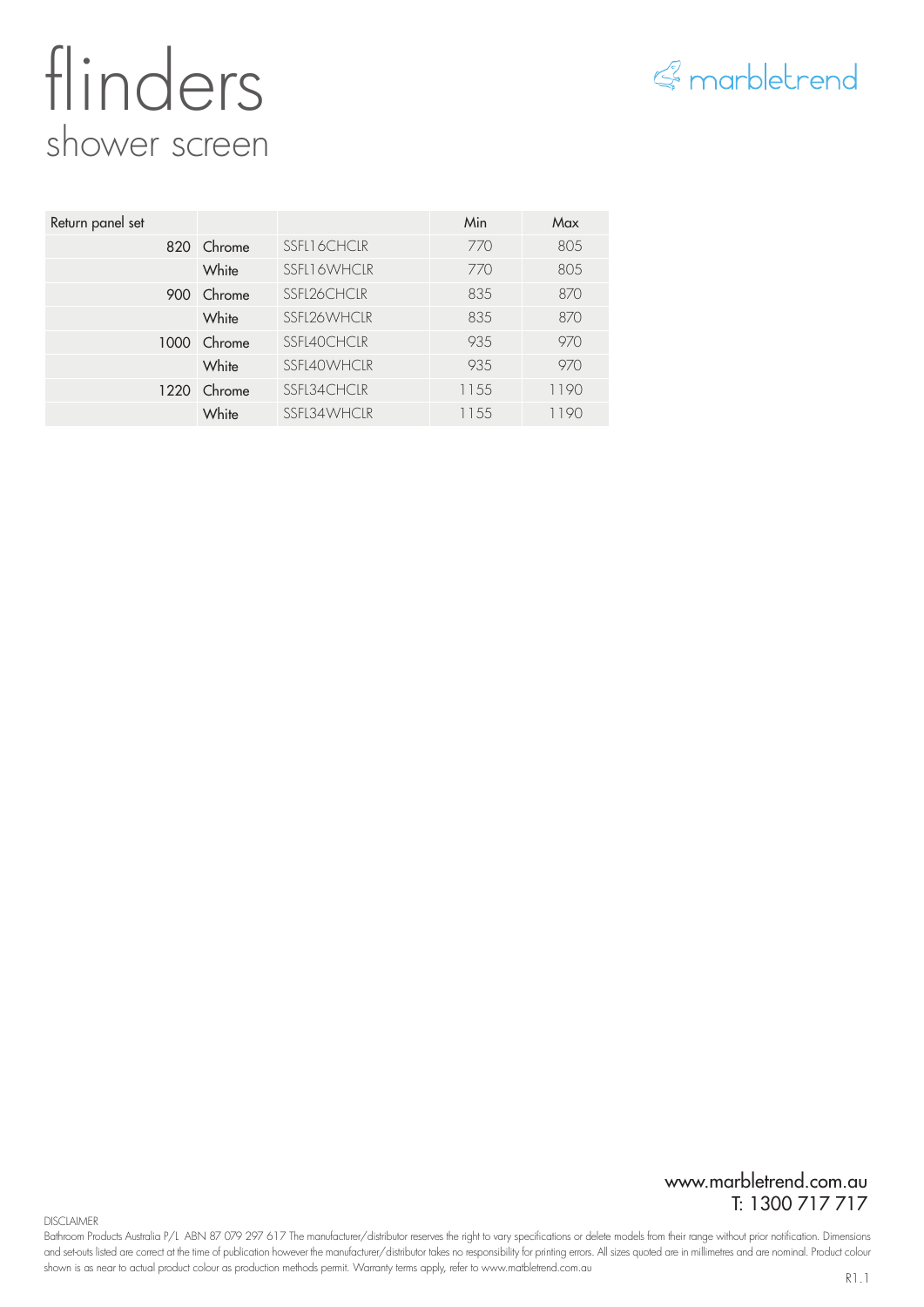# flinders

## shower screen

marbletrend

| Return panel set | | | Min | Max |
|---|---|---|---|---|
| 820 | Chrome | SSFL16CHCLR | 770 | 805 |
| | White | SSFL16WHCLR | 770 | 805 |
| 900 | Chrome | SSFL26CHCLR | 835 | 870 |
| | White | SSFL26WHCLR | 835 | 870 |
| 1000 | Chrome | SSFL40CHCLR | 935 | 970 |
| | White | SSFL40WHCLR | 935 | 970 |
| 1220 | Chrome | SSFL34CHCLR | 1155 | 1190 |
| | White | SSFL34WHCLR | 1155 | 1190 |

www.marbletrend.com.au
T: 1300 717 717

DISCLAIMER
Bathroom Products Australia P/L ABN 87 079 297 617 The manufacturer/distributor reserves the right to vary specifications or delete models from their range without prior notification. Dimensions and set-outs listed are correct at the time of publication however the manufacturer/distributor takes no responsibility for printing errors. All sizes quoted are in millimetres and are nominal. Product colour shown is as near to actual product colour as production methods permit. Warranty terms apply, refer to www.marbletrend.com.au

R1.1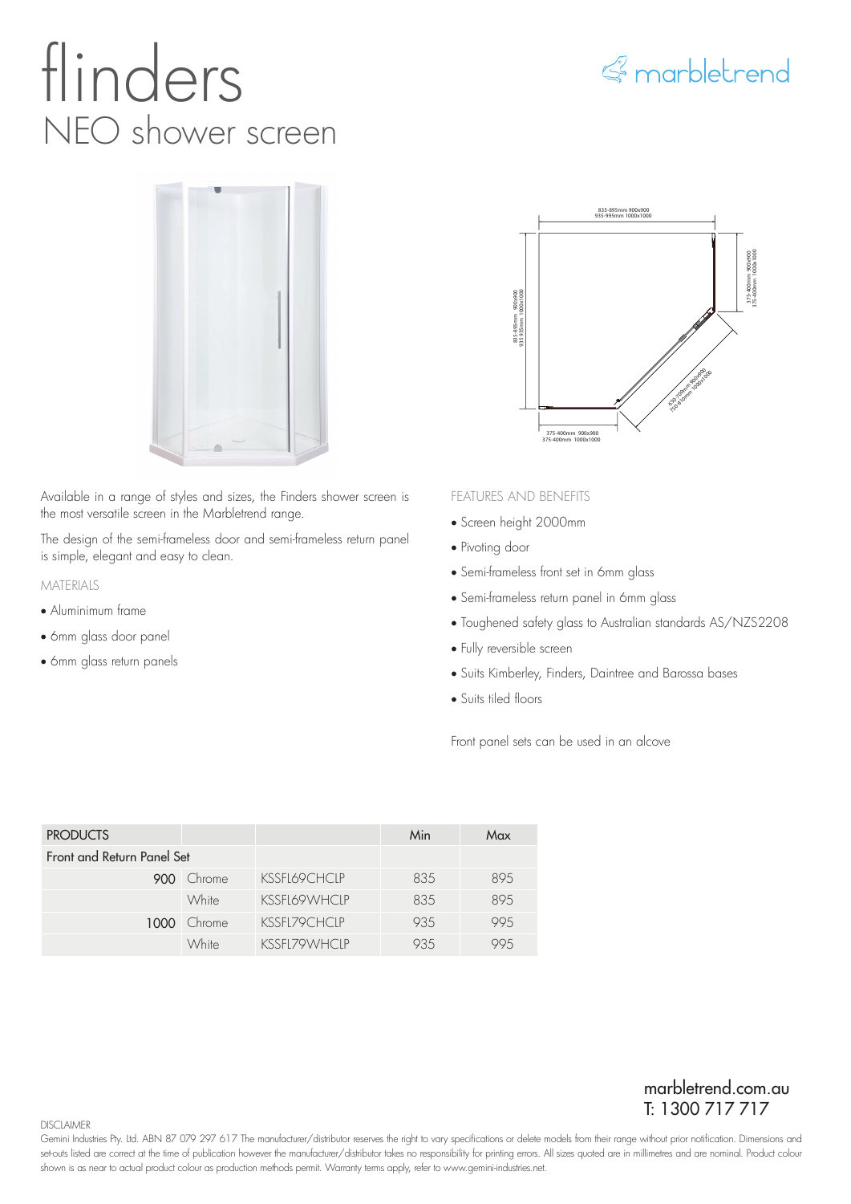# flinders

## NEO shower screen

marbletrend

835-895mm 900x900
935-995mm 1000x1000

835-895mm 900x900
935-935mm 1000x1000

375-400mm 900x900
375-400mm 1000x1000

375-400mm 900x900
375-400mm 1000x1000

650-700mm 900x900
750-810mm 1000x1000

Available in a range of styles and sizes, the Finders shower screen is the most versatile screen in the Marbletrend range.

The design of the semi-frameless door and semi-frameless return panel is simple, elegant and easy to clean.

### MATERIALS

- Aluminimum frame
- 6mm glass door panel
- 6mm glass return panels

### FEATURES AND BENEFITS

- Screen height 2000mm
- Pivoting door
- Semi-frameless front set in 6mm glass
- Semi-frameless return panel in 6mm glass
- Toughened safety glass to Australian standards AS/NZS2208
- Fully reversible screen
- Suits Kimberley, Finders, Daintree and Barossa bases
- Suits tiled floors

Front panel sets can be used in an alcove

| PRODUCTS | | | Min | Max |
|---|---|---|---|---|
| Front and Return Panel Set | | | | |
| 900 | Chrome | KSSFL69CHCLP | 835 | 895 |
| | White | KSSFL69WHCLP | 835 | 895 |
| 1000 | Chrome | KSSFL79CHCLP | 935 | 995 |
| | White | KSSFL79WHCLP | 935 | 995 |

marbletrend.com.au
T: 1300 717 717

DISCLAIMER
Gemini Industries Pty. Ltd. ABN 87 079 297 617 The manufacturer/distributor reserves the right to vary specifications or delete models from their range without prior notification. Dimensions and set-outs listed are correct at the time of publication however the manufacturer/distributor takes no responsibility for printing errors. All sizes quoted are in millimetres and are nominal. Product colour shown is as near to actual product colour as production methods permit. Warranty terms apply, refer to www.gemini-industries.net.